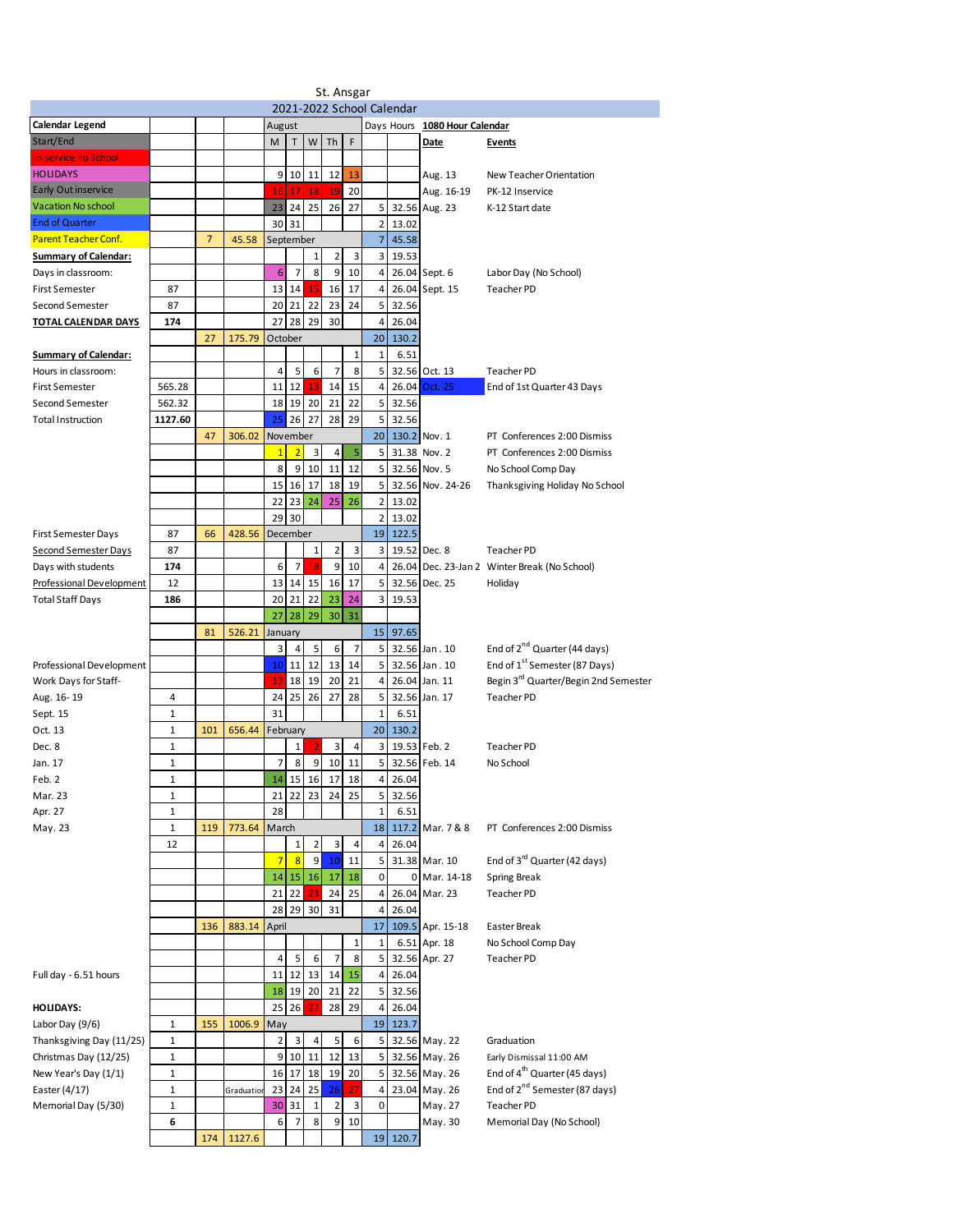# St. Ansgar

## 2021-2022 School Calendar

| Calendar Legend | | | | M | T | W | Th | F | Days | Hours | 1080 Hour Calendar | |
|---|---|---|---|---|---|---|---|---|---|---|---|---|
| | | | | August | | | | | | | **Date** | **Events** |
| Start/End | | | | | | | | | | | | |
| In-service no School | | | | | | | | | | | | |
| HOLIDAYS | | | | 9 | 10 | 11 | 12 | 13 | | | Aug. 13 | New Teacher Orientation |
| Early Out inservice | | | | 16 | 17 | 18 | 19 | 20 | | | Aug. 16-19 | PK-12 Inservice |
| Vacation No school | | | | 23 | 24 | 25 | 26 | 27 | 5 | 32.56 | Aug. 23 | K-12 Start date |
| End of Quarter | | | | 30 | 31 | | | | 2 | 13.02 | | |
| Parent Teacher Conf. | | 7 | 45.58 | September | | | | | 7 | 45.58 | | |
| **Summary of Calendar:** | | | | | | 1 | 2 | 3 | 3 | 19.53 | | |
| Days in classroom: | | | | 6 | 7 | 8 | 9 | 10 | 4 | 26.04 | Sept. 6 | Labor Day (No School) |
| First Semester | 87 | | | 13 | 14 | 15 | 16 | 17 | 4 | 26.04 | Sept. 15 | Teacher PD |
| Second Semester | 87 | | | 20 | 21 | 22 | 23 | 24 | 5 | 32.56 | | |
| **TOTAL CALENDAR DAYS** | **174** | | | 27 | 28 | 29 | 30 | | 4 | 26.04 | | |
| | | 27 | 175.79 | October | | | | | 20 | 130.2 | | |
| **Summary of Calendar:** | | | | | | | | 1 | 1 | 6.51 | | |
| Hours in classroom: | | | | 4 | 5 | 6 | 7 | 8 | 5 | 32.56 | Oct. 13 | Teacher PD |
| First Semester | 565.28 | | | 11 | 12 | 13 | 14 | 15 | 4 | 26.04 | Oct. 25 | End of 1st Quarter 43 Days |
| Second Semester | 562.32 | | | 18 | 19 | 20 | 21 | 22 | 5 | 32.56 | | |
| Total Instruction | **1127.60** | | | 25 | 26 | 27 | 28 | 29 | 5 | 32.56 | | |
| | | 47 | 306.02 | November | | | | | 20 | 130.2 | Nov. 1 | PT Conferences 2:00 Dismiss |
| | | | | 1 | 2 | 3 | 4 | 5 | 5 | 31.38 | Nov. 2 | PT Conferences 2:00 Dismiss |
| | | | | 8 | 9 | 10 | 11 | 12 | 5 | 32.56 | Nov. 5 | No School Comp Day |
| | | | | 15 | 16 | 17 | 18 | 19 | 5 | 32.56 | Nov. 24-26 | Thanksgiving Holiday No School |
| | | | | 22 | 23 | 24 | 25 | 26 | 2 | 13.02 | | |
| | | | | 29 | 30 | | | | 2 | 13.02 | | |
| First Semester Days | 87 | 66 | 428.56 | December | | | | | 19 | 122.5 | | |
| Second Semester Days | 87 | | | | | 1 | 2 | 3 | 3 | 19.52 | Dec. 8 | Teacher PD |
| Days with students | **174** | | | 6 | 7 | 8 | 9 | 10 | 4 | 26.04 | Dec. 23-Jan 2 | Winter Break (No School) |
| Professional Development | 12 | | | 13 | 14 | 15 | 16 | 17 | 5 | 32.56 | Dec. 25 | Holiday |
| Total Staff Days | **186** | | | 20 | 21 | 22 | 23 | 24 | 3 | 19.53 | | |
| | | | | 27 | 28 | 29 | 30 | 31 | | | | |
| | | 81 | 526.21 | January | | | | | 15 | 97.65 | | |
| | | | | 3 | 4 | 5 | 6 | 7 | 5 | 32.56 | Jan. 10 | End of 2nd Quarter (44 days) |
| Professional Development | | | | 10 | 11 | 12 | 13 | 14 | 5 | 32.56 | Jan. 10 | End of 1st Semester (87 Days) |
| Work Days for Staff- | | | | 17 | 18 | 19 | 20 | 21 | 4 | 26.04 | Jan. 11 | Begin 3rd Quarter/Begin 2nd Semester |
| Aug. 16- 19 | 4 | | | 24 | 25 | 26 | 27 | 28 | 5 | 32.56 | Jan. 17 | Teacher PD |
| Sept. 15 | 1 | | | 31 | | | | | 1 | 6.51 | | |
| Oct. 13 | 1 | 101 | 656.44 | February | | | | | 20 | 130.2 | | |
| Dec. 8 | 1 | | | | 1 | 2 | 3 | 4 | 3 | 19.53 | Feb. 2 | Teacher PD |
| Jan. 17 | 1 | | | 7 | 8 | 9 | 10 | 11 | 5 | 32.56 | Feb. 14 | No School |
| Feb. 2 | 1 | | | 14 | 15 | 16 | 17 | 18 | 4 | 26.04 | | |
| Mar. 23 | 1 | | | 21 | 22 | 23 | 24 | 25 | 5 | 32.56 | | |
| Apr. 27 | 1 | | | 28 | | | | | 1 | 6.51 | | |
| May. 23 | 1 | 119 | 773.64 | March | | | | | 18 | 117.2 | Mar. 7 & 8 | PT Conferences 2:00 Dismiss |
| | 12 | | | | 1 | 2 | 3 | 4 | 4 | 26.04 | | |
| | | | | 7 | 8 | 9 | 10 | 11 | 5 | 31.38 | Mar. 10 | End of 3rd Quarter (42 days) |
| | | | | 14 | 15 | 16 | 17 | 18 | 0 | 0 | Mar. 14-18 | Spring Break |
| | | | | 21 | 22 | 23 | 24 | 25 | 4 | 26.04 | Mar. 23 | Teacher PD |
| | | | | 28 | 29 | 30 | 31 | | 4 | 26.04 | | |
| | | 136 | 883.14 | April | | | | | 17 | 109.5 | Apr. 15-18 | Easter Break |
| | | | | | | | | 1 | 1 | 6.51 | Apr. 18 | No School Comp Day |
| | | | | 4 | 5 | 6 | 7 | 8 | 5 | 32.56 | Apr. 27 | Teacher PD |
| Full day - 6.51 hours | | | | 11 | 12 | 13 | 14 | 15 | 4 | 26.04 | | |
| | | | | 18 | 19 | 20 | 21 | 22 | 5 | 32.56 | | |
| **HOLIDAYS:** | | | | 25 | 26 | 27 | 28 | 29 | 4 | 26.04 | | |
| Labor Day (9/6) | 1 | 155 | 1006.9 | May | | | | | 19 | 123.7 | | |
| Thanksgiving Day (11/25) | 1 | | | 2 | 3 | 4 | 5 | 6 | 5 | 32.56 | May. 22 | Graduation |
| Christmas Day (12/25) | 1 | | | 9 | 10 | 11 | 12 | 13 | 5 | 32.56 | May. 26 | Early Dismissal 11:00 AM |
| New Year's Day (1/1) | 1 | | | 16 | 17 | 18 | 19 | 20 | 5 | 32.56 | May. 26 | End of 4th Quarter (45 days) |
| Easter (4/17) | 1 | | Graduation | 23 | 24 | 25 | 26 | 27 | 4 | 23.04 | May. 26 | End of 2nd Semester (87 days) |
| Memorial Day (5/30) | 1 | | | 30 | 31 | 1 | 2 | 3 | 0 | | May. 27 | Teacher PD |
| | **6** | | | 6 | 7 | 8 | 9 | 10 | | | May. 30 | Memorial Day (No School) |
| | | 174 | 1127.6 | | | | | | 19 | 120.7 | | |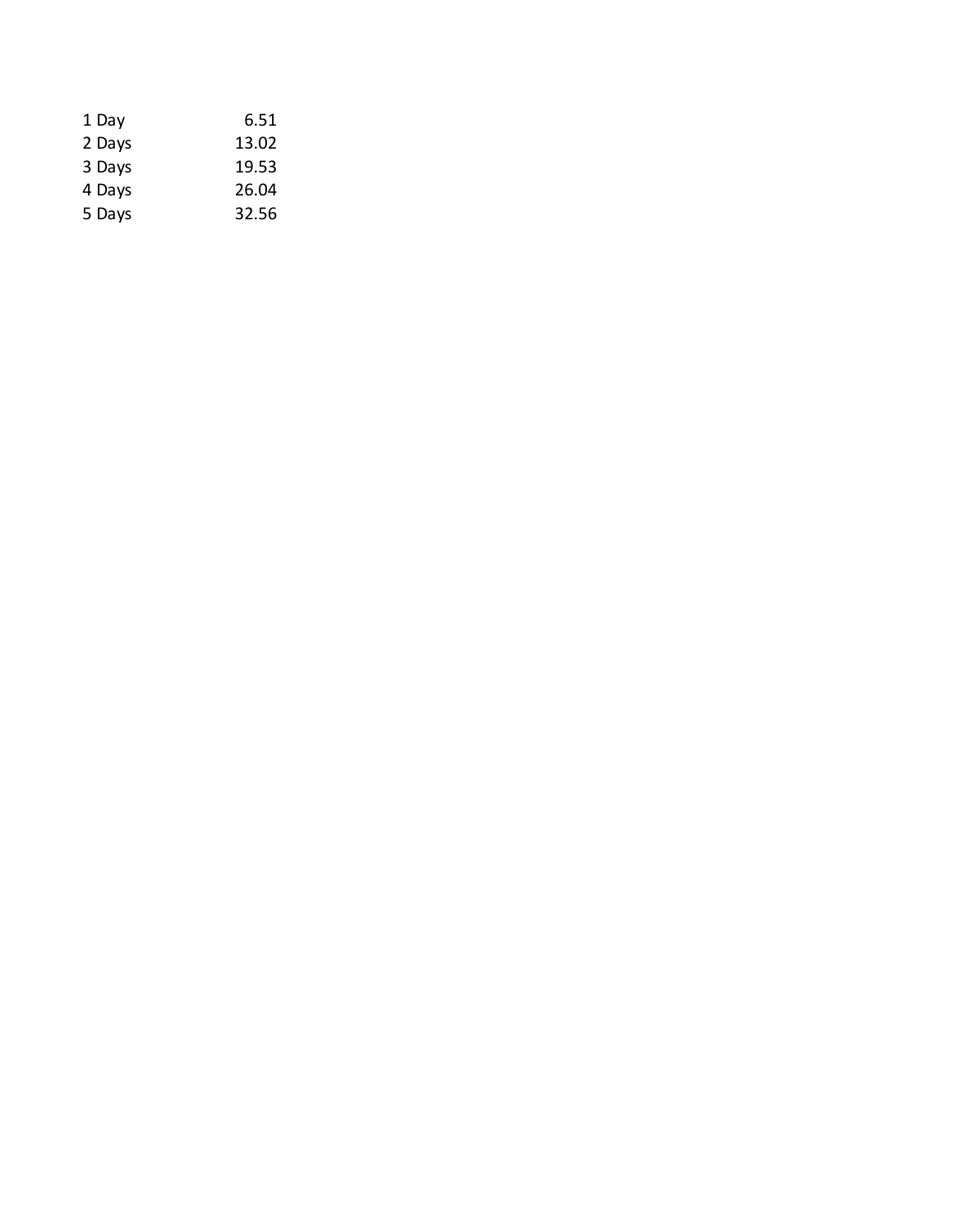| | |
|---|---|
| 1 Day | 6.51 |
| 2 Days | 13.02 |
| 3 Days | 19.53 |
| 4 Days | 26.04 |
| 5 Days | 32.56 |